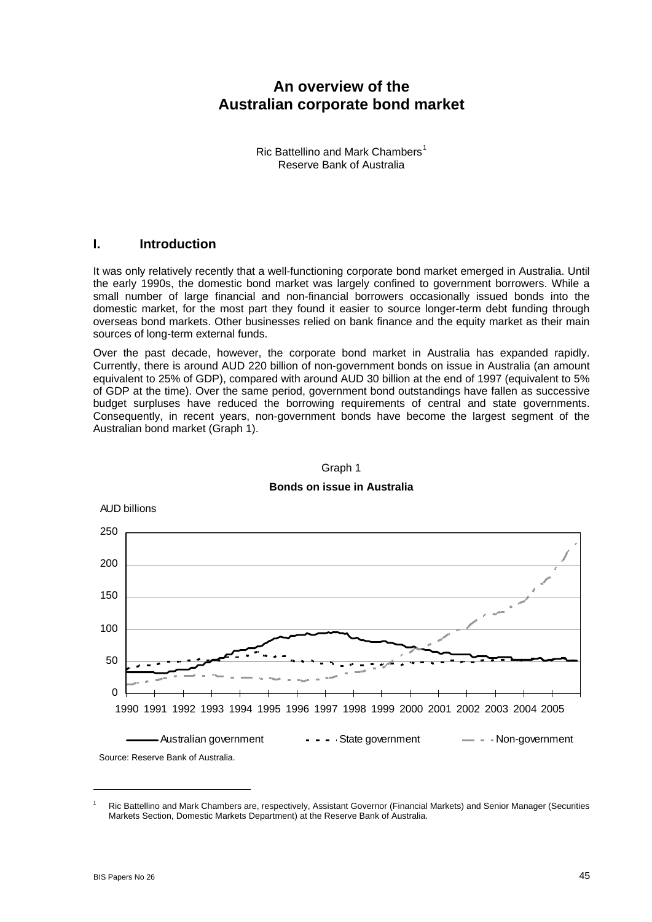# An overview of the Australian corporate bond market

Ric Battellino and Mark Chambers[1]
Reserve Bank of Australia

## I. Introduction

It was only relatively recently that a well-functioning corporate bond market emerged in Australia. Until the early 1990s, the domestic bond market was largely confined to government borrowers. While a small number of large financial and non-financial borrowers occasionally issued bonds into the domestic market, for the most part they found it easier to source longer-term debt funding through overseas bond markets. Other businesses relied on bank finance and the equity market as their main sources of long-term external funds.

Over the past decade, however, the corporate bond market in Australia has expanded rapidly. Currently, there is around AUD 220 billion of non-government bonds on issue in Australia (an amount equivalent to 25% of GDP), compared with around AUD 30 billion at the end of 1997 (equivalent to 5% of GDP at the time). Over the same period, government bond outstandings have fallen as successive budget surpluses have reduced the borrowing requirements of central and state governments. Consequently, in recent years, non-government bonds have become the largest segment of the Australian bond market (Graph 1).

Graph 1

**Bonds on issue in Australia**

AUD billions

Legend: Australian government; State government; Non-government

Source: Reserve Bank of Australia.

---

[1] Ric Battellino and Mark Chambers are, respectively, Assistant Governor (Financial Markets) and Senior Manager (Securities Markets Section, Domestic Markets Department) at the Reserve Bank of Australia.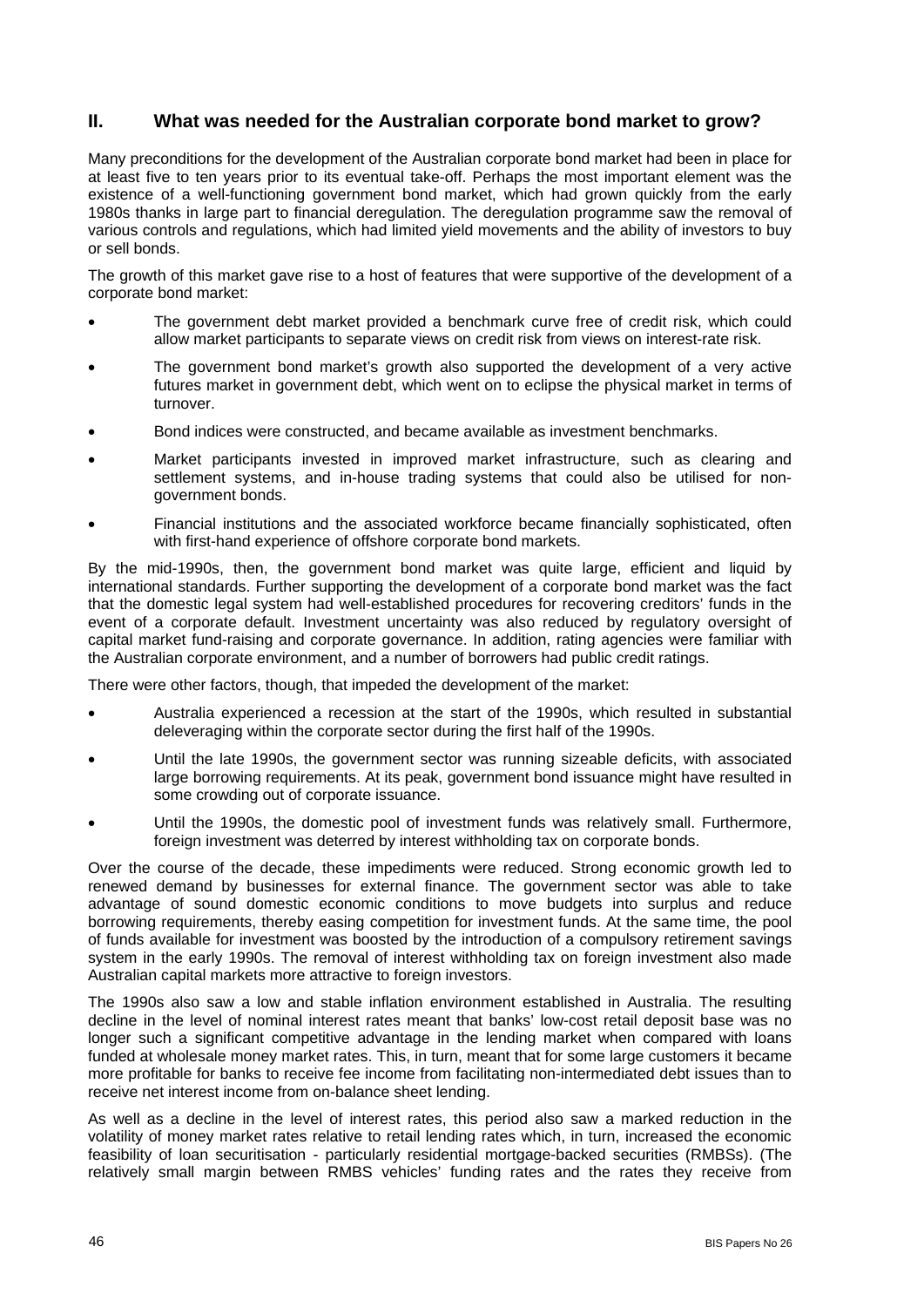## II. What was needed for the Australian corporate bond market to grow?

Many preconditions for the development of the Australian corporate bond market had been in place for at least five to ten years prior to its eventual take-off. Perhaps the most important element was the existence of a well-functioning government bond market, which had grown quickly from the early 1980s thanks in large part to financial deregulation. The deregulation programme saw the removal of various controls and regulations, which had limited yield movements and the ability of investors to buy or sell bonds.

The growth of this market gave rise to a host of features that were supportive of the development of a corporate bond market:

- The government debt market provided a benchmark curve free of credit risk, which could allow market participants to separate views on credit risk from views on interest-rate risk.
- The government bond market's growth also supported the development of a very active futures market in government debt, which went on to eclipse the physical market in terms of turnover.
- Bond indices were constructed, and became available as investment benchmarks.
- Market participants invested in improved market infrastructure, such as clearing and settlement systems, and in-house trading systems that could also be utilised for non-government bonds.
- Financial institutions and the associated workforce became financially sophisticated, often with first-hand experience of offshore corporate bond markets.

By the mid-1990s, then, the government bond market was quite large, efficient and liquid by international standards. Further supporting the development of a corporate bond market was the fact that the domestic legal system had well-established procedures for recovering creditors' funds in the event of a corporate default. Investment uncertainty was also reduced by regulatory oversight of capital market fund-raising and corporate governance. In addition, rating agencies were familiar with the Australian corporate environment, and a number of borrowers had public credit ratings.

There were other factors, though, that impeded the development of the market:

- Australia experienced a recession at the start of the 1990s, which resulted in substantial deleveraging within the corporate sector during the first half of the 1990s.
- Until the late 1990s, the government sector was running sizeable deficits, with associated large borrowing requirements. At its peak, government bond issuance might have resulted in some crowding out of corporate issuance.
- Until the 1990s, the domestic pool of investment funds was relatively small. Furthermore, foreign investment was deterred by interest withholding tax on corporate bonds.

Over the course of the decade, these impediments were reduced. Strong economic growth led to renewed demand by businesses for external finance. The government sector was able to take advantage of sound domestic economic conditions to move budgets into surplus and reduce borrowing requirements, thereby easing competition for investment funds. At the same time, the pool of funds available for investment was boosted by the introduction of a compulsory retirement savings system in the early 1990s. The removal of interest withholding tax on foreign investment also made Australian capital markets more attractive to foreign investors.

The 1990s also saw a low and stable inflation environment established in Australia. The resulting decline in the level of nominal interest rates meant that banks' low-cost retail deposit base was no longer such a significant competitive advantage in the lending market when compared with loans funded at wholesale money market rates. This, in turn, meant that for some large customers it became more profitable for banks to receive fee income from facilitating non-intermediated debt issues than to receive net interest income from on-balance sheet lending.

As well as a decline in the level of interest rates, this period also saw a marked reduction in the volatility of money market rates relative to retail lending rates which, in turn, increased the economic feasibility of loan securitisation - particularly residential mortgage-backed securities (RMBSs). (The relatively small margin between RMBS vehicles' funding rates and the rates they receive from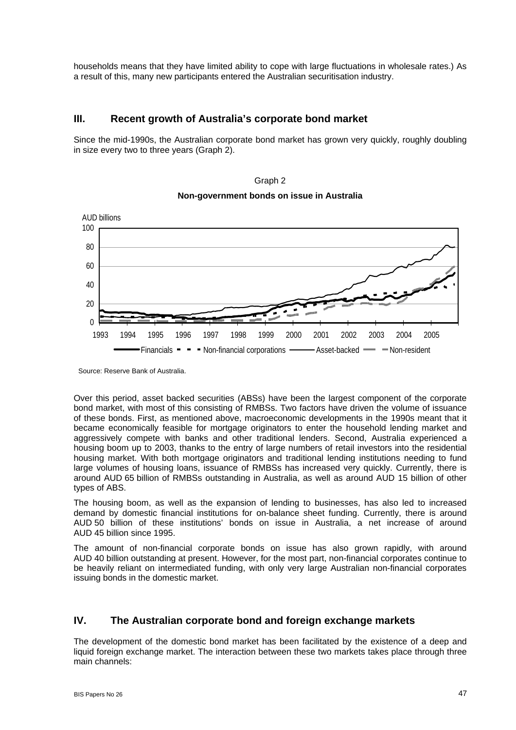households means that they have limited ability to cope with large fluctuations in wholesale rates.) As a result of this, many new participants entered the Australian securitisation industry.

## III. Recent growth of Australia's corporate bond market

Since the mid-1990s, the Australian corporate bond market has grown very quickly, roughly doubling in size every two to three years (Graph 2).

Graph 2

**Non-government bonds on issue in Australia**

Source: Reserve Bank of Australia.

Over this period, asset backed securities (ABSs) have been the largest component of the corporate bond market, with most of this consisting of RMBSs. Two factors have driven the volume of issuance of these bonds. First, as mentioned above, macroeconomic developments in the 1990s meant that it became economically feasible for mortgage originators to enter the household lending market and aggressively compete with banks and other traditional lenders. Second, Australia experienced a housing boom up to 2003, thanks to the entry of large numbers of retail investors into the residential housing market. With both mortgage originators and traditional lending institutions needing to fund large volumes of housing loans, issuance of RMBSs has increased very quickly. Currently, there is around AUD 65 billion of RMBSs outstanding in Australia, as well as around AUD 15 billion of other types of ABS.

The housing boom, as well as the expansion of lending to businesses, has also led to increased demand by domestic financial institutions for on-balance sheet funding. Currently, there is around AUD 50 billion of these institutions' bonds on issue in Australia, a net increase of around AUD 45 billion since 1995.

The amount of non-financial corporate bonds on issue has also grown rapidly, with around AUD 40 billion outstanding at present. However, for the most part, non-financial corporates continue to be heavily reliant on intermediated funding, with only very large Australian non-financial corporates issuing bonds in the domestic market.

## IV. The Australian corporate bond and foreign exchange markets

The development of the domestic bond market has been facilitated by the existence of a deep and liquid foreign exchange market. The interaction between these two markets takes place through three main channels: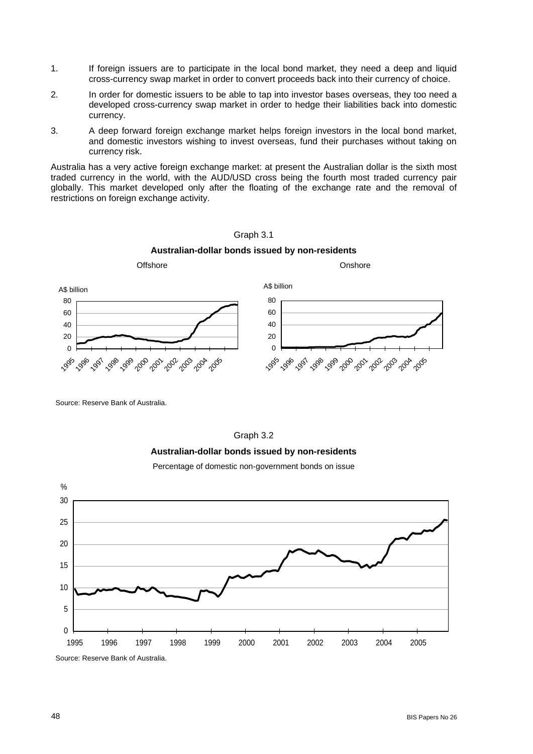1. If foreign issuers are to participate in the local bond market, they need a deep and liquid cross-currency swap market in order to convert proceeds back into their currency of choice.
2. In order for domestic issuers to be able to tap into investor bases overseas, they too need a developed cross-currency swap market in order to hedge their liabilities back into domestic currency.
3. A deep forward foreign exchange market helps foreign investors in the local bond market, and domestic investors wishing to invest overseas, fund their purchases without taking on currency risk.

Australia has a very active foreign exchange market: at present the Australian dollar is the sixth most traded currency in the world, with the AUD/USD cross being the fourth most traded currency pair globally. This market developed only after the floating of the exchange rate and the removal of restrictions on foreign exchange activity.

Graph 3.1

**Australian-dollar bonds issued by non-residents**

Offshore / Onshore

Source: Reserve Bank of Australia.

Graph 3.2

**Australian-dollar bonds issued by non-residents**

Percentage of domestic non-government bonds on issue

Source: Reserve Bank of Australia.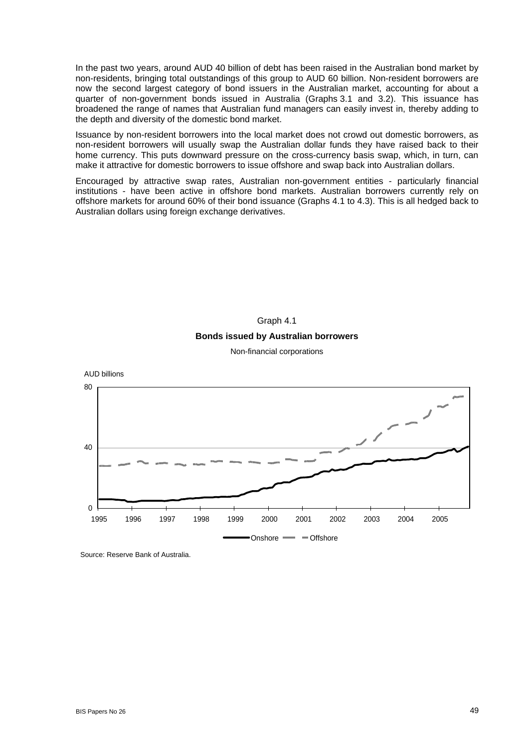In the past two years, around AUD 40 billion of debt has been raised in the Australian bond market by non-residents, bringing total outstandings of this group to AUD 60 billion. Non-resident borrowers are now the second largest category of bond issuers in the Australian market, accounting for about a quarter of non-government bonds issued in Australia (Graphs 3.1 and 3.2). This issuance has broadened the range of names that Australian fund managers can easily invest in, thereby adding to the depth and diversity of the domestic bond market.

Issuance by non-resident borrowers into the local market does not crowd out domestic borrowers, as non-resident borrowers will usually swap the Australian dollar funds they have raised back to their home currency. This puts downward pressure on the cross-currency basis swap, which, in turn, can make it attractive for domestic borrowers to issue offshore and swap back into Australian dollars.

Encouraged by attractive swap rates, Australian non-government entities - particularly financial institutions - have been active in offshore bond markets. Australian borrowers currently rely on offshore markets for around 60% of their bond issuance (Graphs 4.1 to 4.3). This is all hedged back to Australian dollars using foreign exchange derivatives.

Graph 4.1

**Bonds issued by Australian borrowers**

Non-financial corporations

AUD billions

80

40

0

1995 1996 1997 1998 1999 2000 2001 2002 2003 2004 2005

Onshore Offshore

Source: Reserve Bank of Australia.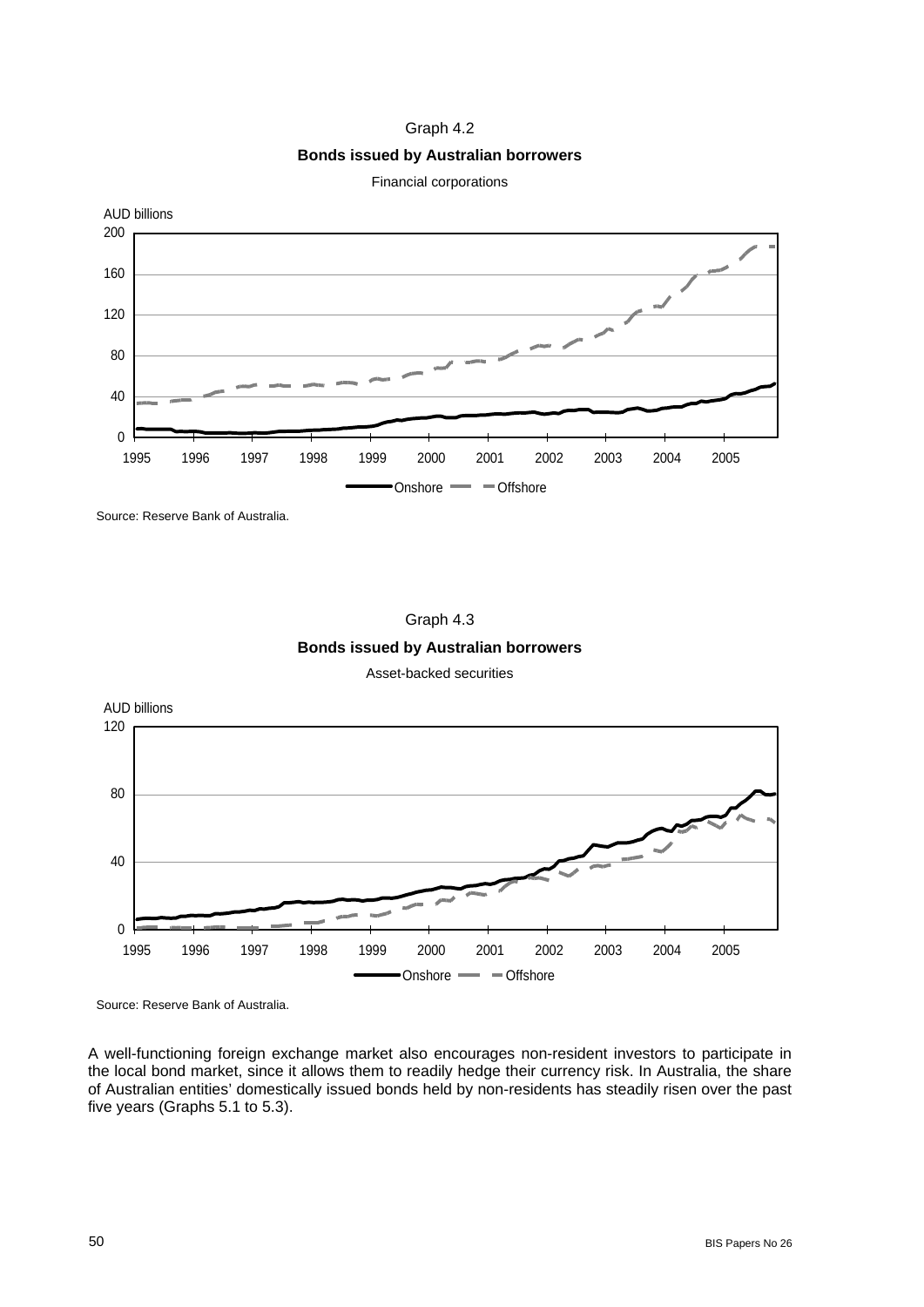Graph 4.2

**Bonds issued by Australian borrowers**

Financial corporations

Source: Reserve Bank of Australia.

Graph 4.3

**Bonds issued by Australian borrowers**

Asset-backed securities

Source: Reserve Bank of Australia.

A well-functioning foreign exchange market also encourages non-resident investors to participate in the local bond market, since it allows them to readily hedge their currency risk. In Australia, the share of Australian entities' domestically issued bonds held by non-residents has steadily risen over the past five years (Graphs 5.1 to 5.3).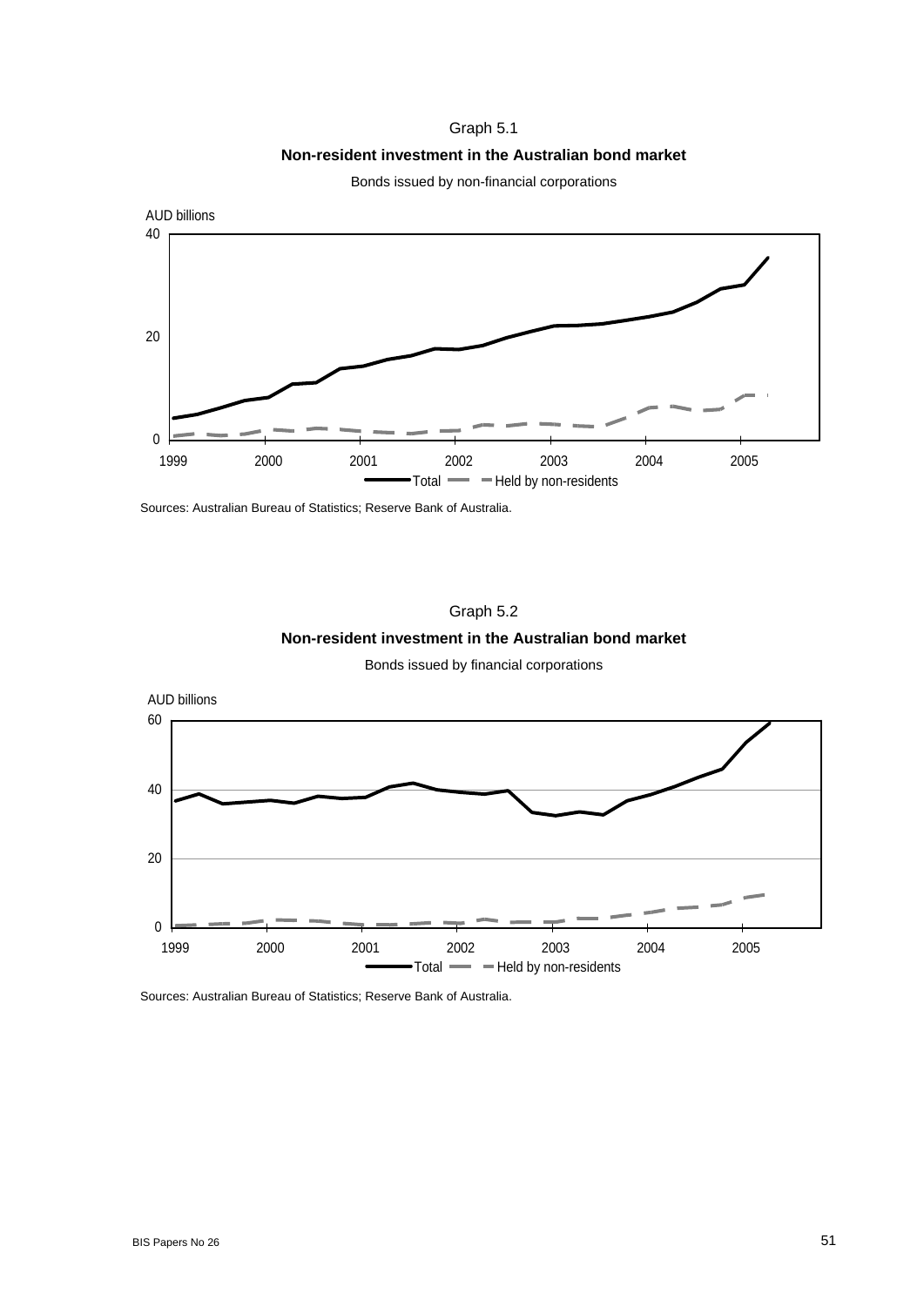Graph 5.1

**Non-resident investment in the Australian bond market**

Bonds issued by non-financial corporations

Sources: Australian Bureau of Statistics; Reserve Bank of Australia.

Graph 5.2

**Non-resident investment in the Australian bond market**

Bonds issued by financial corporations

Sources: Australian Bureau of Statistics; Reserve Bank of Australia.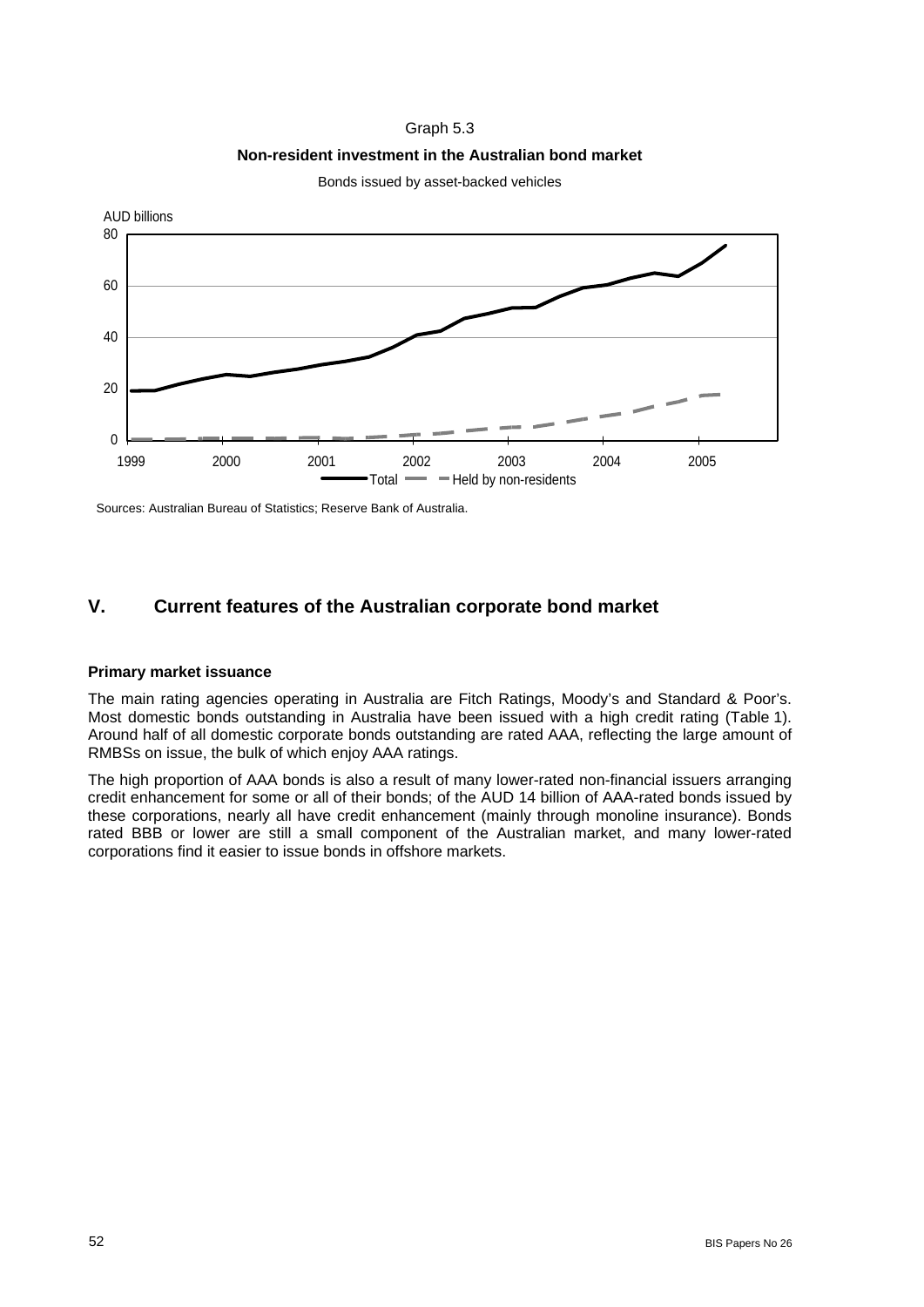Graph 5.3

**Non-resident investment in the Australian bond market**

Bonds issued by asset-backed vehicles

Sources: Australian Bureau of Statistics; Reserve Bank of Australia.

## V. Current features of the Australian corporate bond market

### Primary market issuance

The main rating agencies operating in Australia are Fitch Ratings, Moody's and Standard & Poor's. Most domestic bonds outstanding in Australia have been issued with a high credit rating (Table 1). Around half of all domestic corporate bonds outstanding are rated AAA, reflecting the large amount of RMBSs on issue, the bulk of which enjoy AAA ratings.

The high proportion of AAA bonds is also a result of many lower-rated non-financial issuers arranging credit enhancement for some or all of their bonds; of the AUD 14 billion of AAA-rated bonds issued by these corporations, nearly all have credit enhancement (mainly through monoline insurance). Bonds rated BBB or lower are still a small component of the Australian market, and many lower-rated corporations find it easier to issue bonds in offshore markets.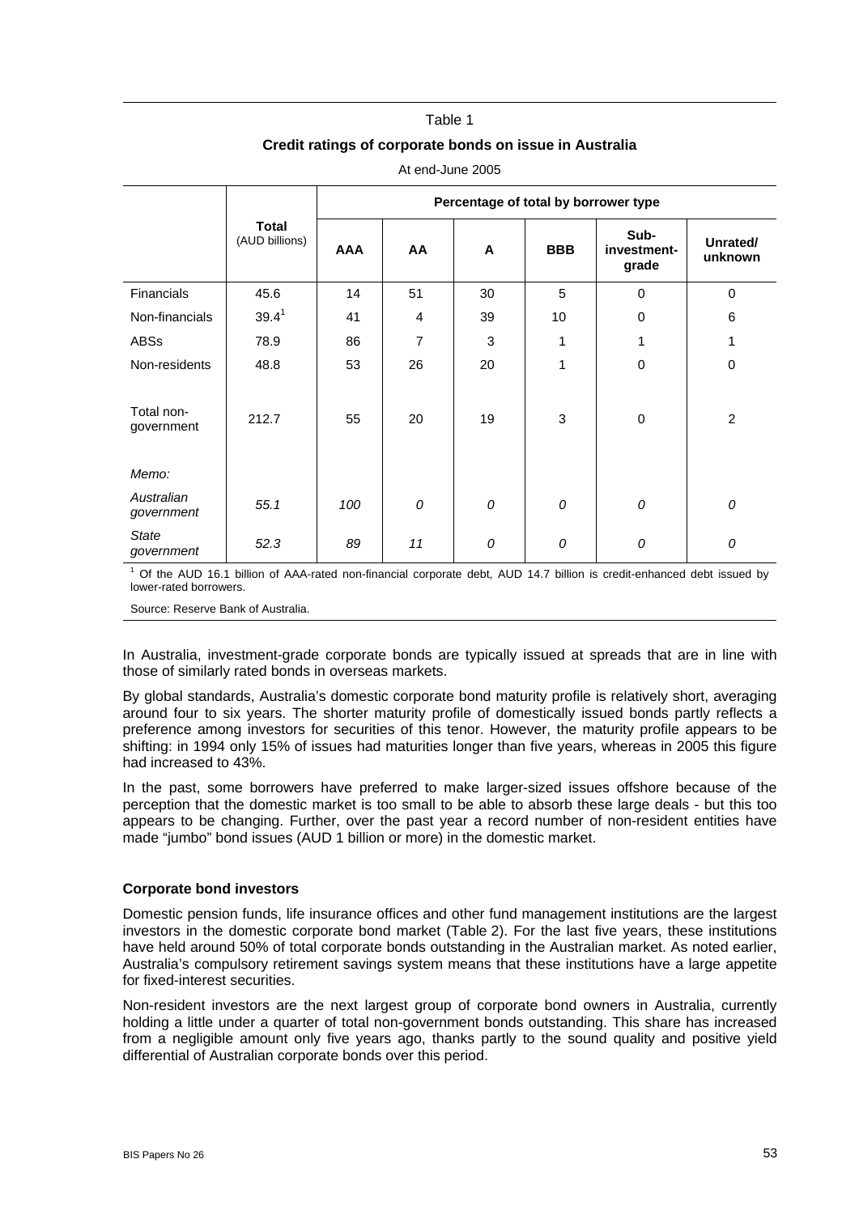Table 1

**Credit ratings of corporate bonds on issue in Australia**

At end-June 2005

| | **Total** (AUD billions) | **Percentage of total by borrower type** | | | | | |
|---|---|---|---|---|---|---|---|
| | | **AAA** | **AA** | **A** | **BBB** | **Sub-investment-grade** | **Unrated/ unknown** |
| Financials | 45.6 | 14 | 51 | 30 | 5 | 0 | 0 |
| Non-financials | 39.4[1] | 41 | 4 | 39 | 10 | 0 | 6 |
| ABSs | 78.9 | 86 | 7 | 3 | 1 | 1 | 1 |
| Non-residents | 48.8 | 53 | 26 | 20 | 1 | 0 | 0 |
| Total non-government | 212.7 | 55 | 20 | 19 | 3 | 0 | 2 |
| *Memo:* | | | | | | | |
| *Australian government* | *55.1* | *100* | *0* | *0* | *0* | *0* | *0* |
| *State government* | *52.3* | *89* | *11* | *0* | *0* | *0* | *0* |

[1] Of the AUD 16.1 billion of AAA-rated non-financial corporate debt, AUD 14.7 billion is credit-enhanced debt issued by lower-rated borrowers.

Source: Reserve Bank of Australia.

In Australia, investment-grade corporate bonds are typically issued at spreads that are in line with those of similarly rated bonds in overseas markets.

By global standards, Australia's domestic corporate bond maturity profile is relatively short, averaging around four to six years. The shorter maturity profile of domestically issued bonds partly reflects a preference among investors for securities of this tenor. However, the maturity profile appears to be shifting: in 1994 only 15% of issues had maturities longer than five years, whereas in 2005 this figure had increased to 43%.

In the past, some borrowers have preferred to make larger-sized issues offshore because of the perception that the domestic market is too small to be able to absorb these large deals - but this too appears to be changing. Further, over the past year a record number of non-resident entities have made "jumbo" bond issues (AUD 1 billion or more) in the domestic market.

### Corporate bond investors

Domestic pension funds, life insurance offices and other fund management institutions are the largest investors in the domestic corporate bond market (Table 2). For the last five years, these institutions have held around 50% of total corporate bonds outstanding in the Australian market. As noted earlier, Australia's compulsory retirement savings system means that these institutions have a large appetite for fixed-interest securities.

Non-resident investors are the next largest group of corporate bond owners in Australia, currently holding a little under a quarter of total non-government bonds outstanding. This share has increased from a negligible amount only five years ago, thanks partly to the sound quality and positive yield differential of Australian corporate bonds over this period.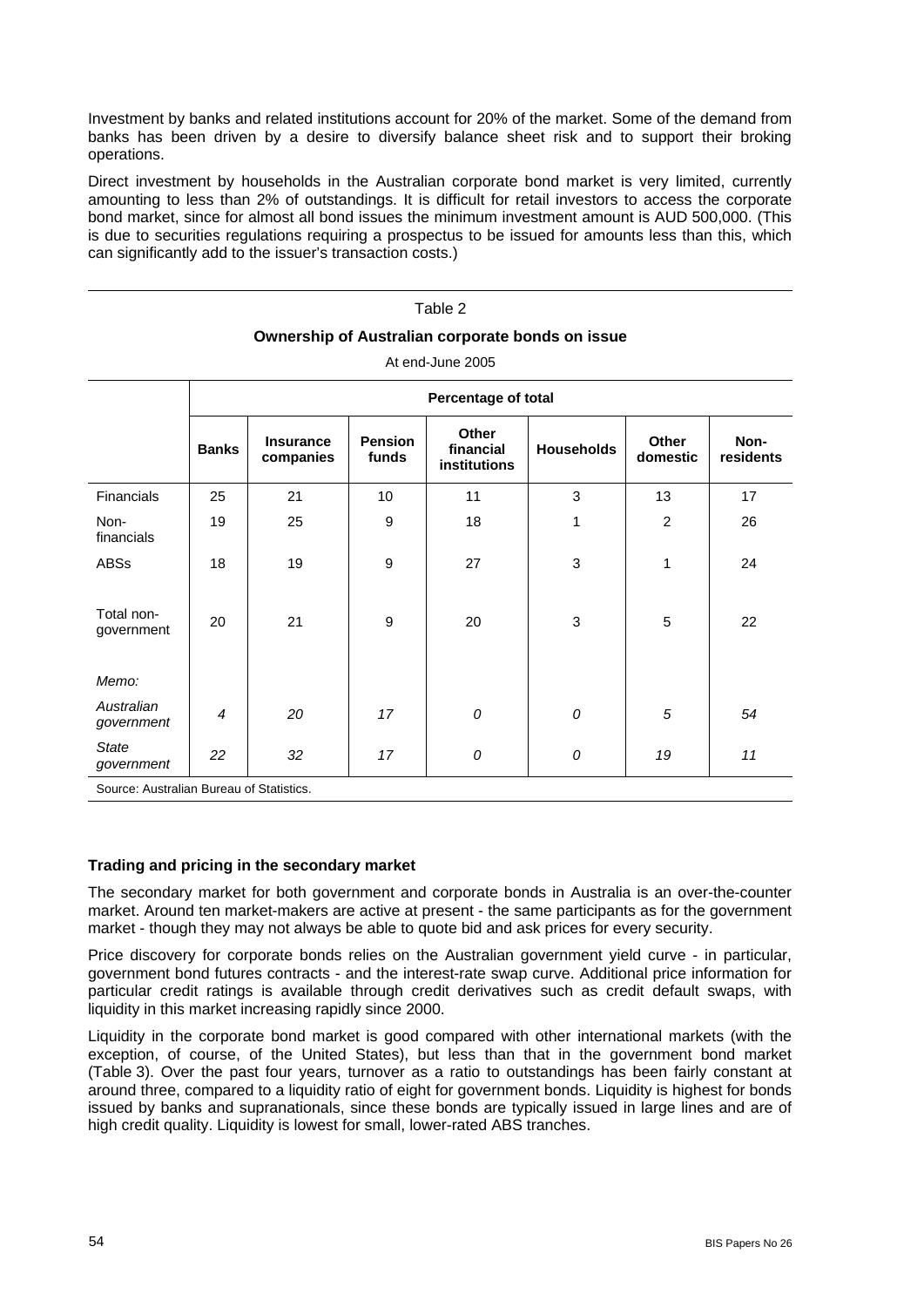Investment by banks and related institutions account for 20% of the market. Some of the demand from banks has been driven by a desire to diversify balance sheet risk and to support their broking operations.

Direct investment by households in the Australian corporate bond market is very limited, currently amounting to less than 2% of outstandings. It is difficult for retail investors to access the corporate bond market, since for almost all bond issues the minimum investment amount is AUD 500,000. (This is due to securities regulations requiring a prospectus to be issued for amounts less than this, which can significantly add to the issuer's transaction costs.)

Table 2

**Ownership of Australian corporate bonds on issue**

At end-June 2005

| | Percentage of total | | | | | | |
|---|---|---|---|---|---|---|---|
| | **Banks** | **Insurance companies** | **Pension funds** | **Other financial institutions** | **Households** | **Other domestic** | **Non-residents** |
| Financials | 25 | 21 | 10 | 11 | 3 | 13 | 17 |
| Non-financials | 19 | 25 | 9 | 18 | 1 | 2 | 26 |
| ABSs | 18 | 19 | 9 | 27 | 3 | 1 | 24 |
| Total non-government | 20 | 21 | 9 | 20 | 3 | 5 | 22 |
| *Memo:* | | | | | | | |
| *Australian government* | *4* | *20* | *17* | *0* | *0* | *5* | *54* |
| *State government* | *22* | *32* | *17* | *0* | *0* | *19* | *11* |

Source: Australian Bureau of Statistics.

**Trading and pricing in the secondary market**

The secondary market for both government and corporate bonds in Australia is an over-the-counter market. Around ten market-makers are active at present - the same participants as for the government market - though they may not always be able to quote bid and ask prices for every security.

Price discovery for corporate bonds relies on the Australian government yield curve - in particular, government bond futures contracts - and the interest-rate swap curve. Additional price information for particular credit ratings is available through credit derivatives such as credit default swaps, with liquidity in this market increasing rapidly since 2000.

Liquidity in the corporate bond market is good compared with other international markets (with the exception, of course, of the United States), but less than that in the government bond market (Table 3). Over the past four years, turnover as a ratio to outstandings has been fairly constant at around three, compared to a liquidity ratio of eight for government bonds. Liquidity is highest for bonds issued by banks and supranationals, since these bonds are typically issued in large lines and are of high credit quality. Liquidity is lowest for small, lower-rated ABS tranches.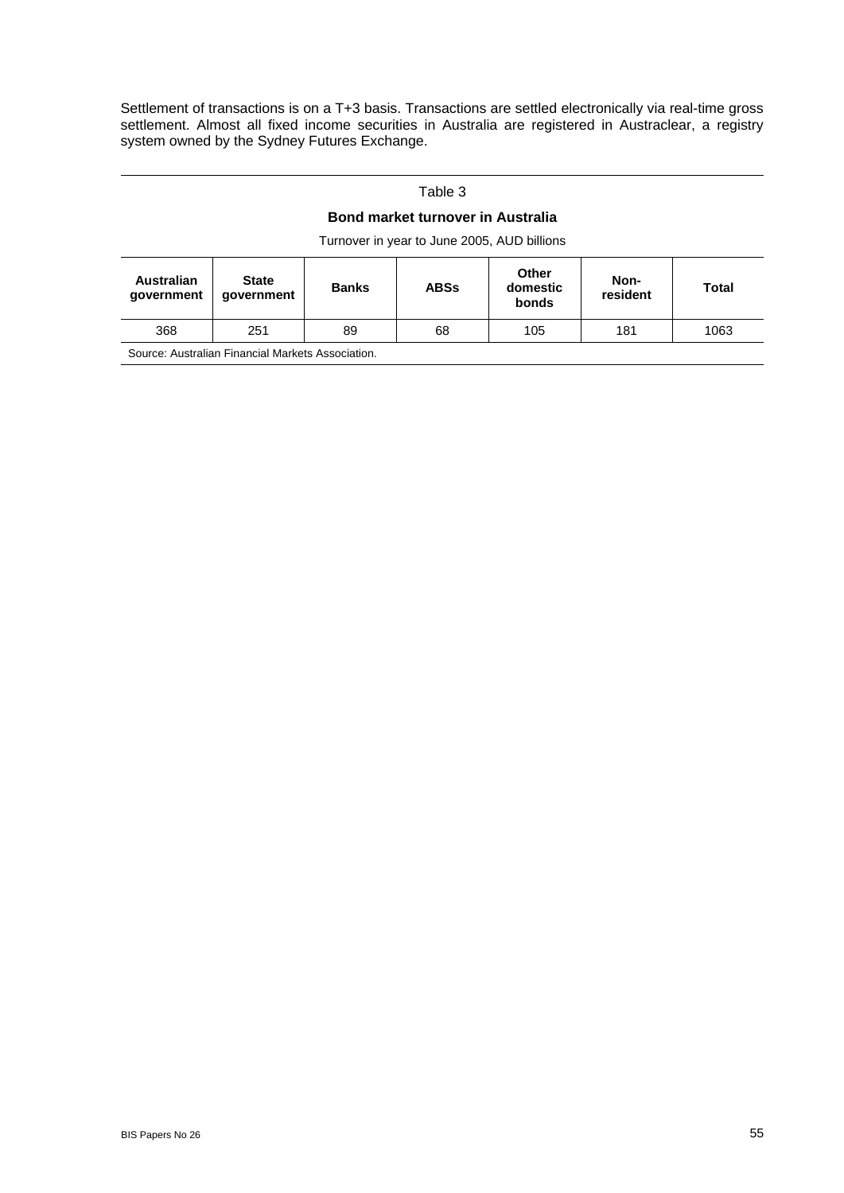Settlement of transactions is on a T+3 basis. Transactions are settled electronically via real-time gross settlement. Almost all fixed income securities in Australia are registered in Austraclear, a registry system owned by the Sydney Futures Exchange.

Table 3

**Bond market turnover in Australia**

Turnover in year to June 2005, AUD billions

| Australian government | State government | Banks | ABSs | Other domestic bonds | Non-resident | Total |
|---|---|---|---|---|---|---|
| 368 | 251 | 89 | 68 | 105 | 181 | 1063 |

Source: Australian Financial Markets Association.